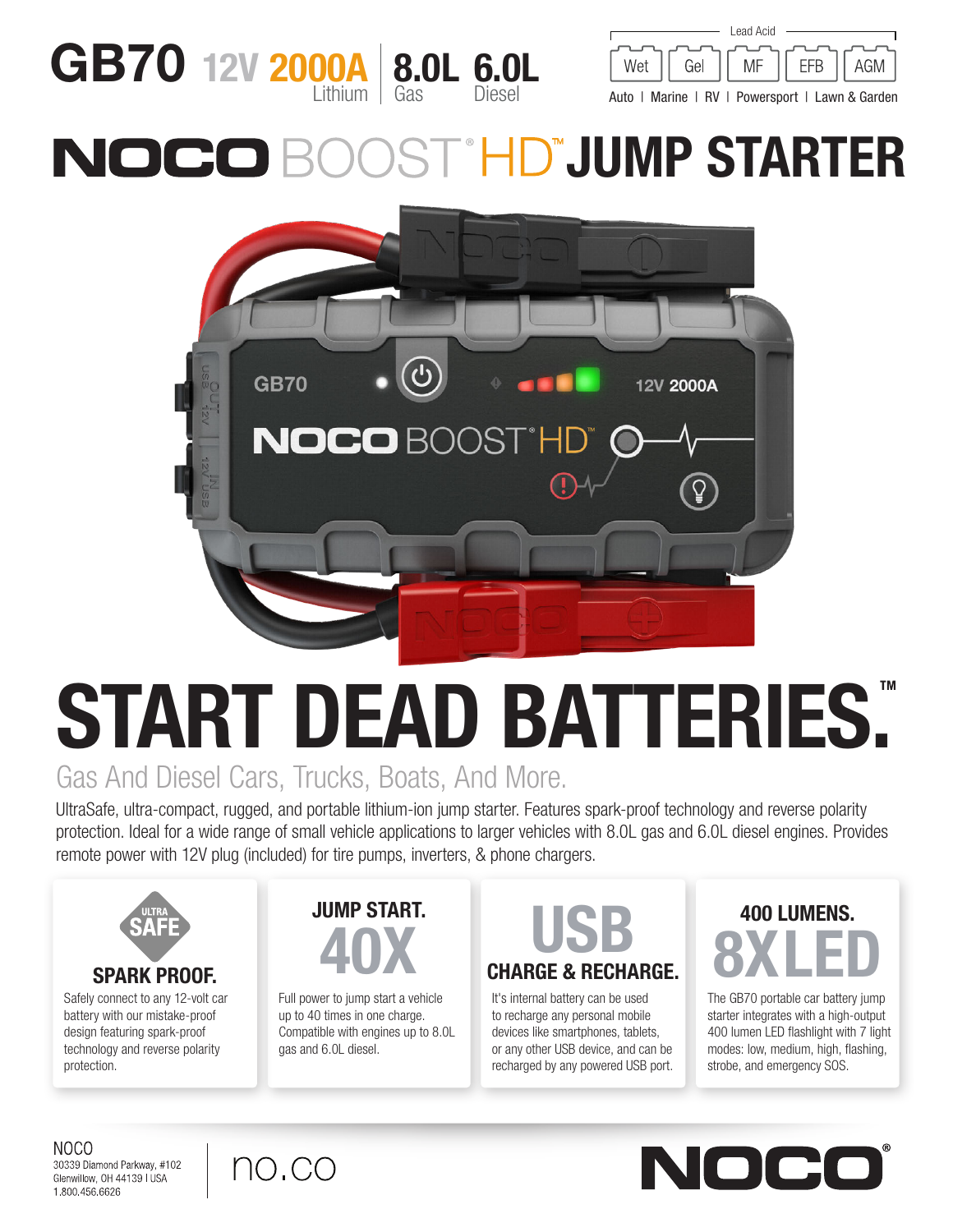# GB70 12V 2000A Lithium | 8.0L Gas 6.0L Diesel

Lead Acid

Wet | Gel | MF | EFB | AGM

Auto | Marine | RV | Powersport | Lawn & Garden

# NOCO BOOST® HD™ JUMP STARTER

# START DEAD BATTERIES.™

## Gas And Diesel Cars, Trucks, Boats, And More.

UltraSafe, ultra-compact, rugged, and portable lithium-ion jump starter. Features spark-proof technology and reverse polarity protection. Ideal for a wide range of small vehicle applications to larger vehicles with 8.0L gas and 6.0L diesel engines. Provides remote power with 12V plug (included) for tire pumps, inverters, & phone chargers.

### ULTRA SAFE — SPARK PROOF.

Safely connect to any 12-volt car battery with our mistake-proof design featuring spark-proof technology and reverse polarity protection.

### JUMP START. 40X

Full power to jump start a vehicle up to 40 times in one charge. Compatible with engines up to 8.0L gas and 6.0L diesel.

### USB — CHARGE & RECHARGE.

It's internal battery can be used to recharge any personal mobile devices like smartphones, tablets, or any other USB device, and can be recharged by any powered USB port.

### 400 LUMENS. 8X LED

The GB70 portable car battery jump starter integrates with a high-output 400 lumen LED flashlight with 7 light modes: low, medium, high, flashing, strobe, and emergency SOS.

NOCO
30339 Diamond Parkway, #102
Glenwillow, OH 44139 I USA
1.800.456.6626

no.co

NOCO®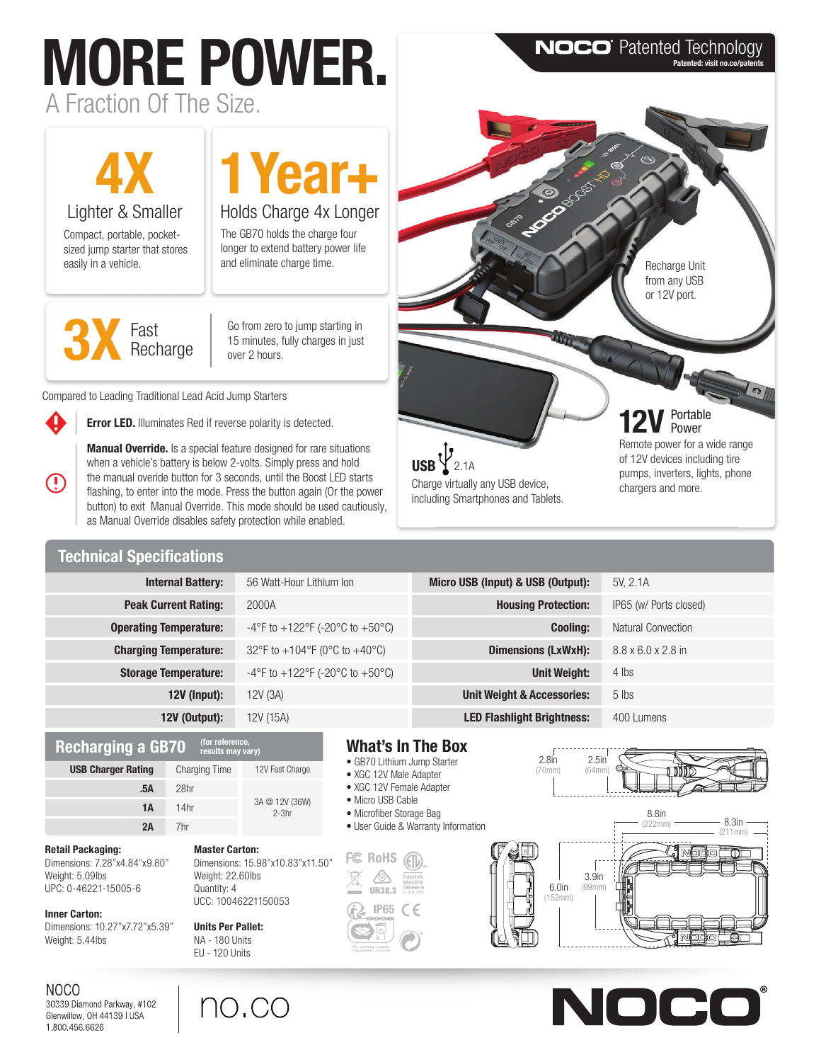# MORE POWER.

A Fraction Of The Size.

NOCO Patented Technology
Patented: visit no.co/patents

## 4X
Lighter & Smaller

Compact, portable, pocket-sized jump starter that stores easily in a vehicle.

## 1 Year+
Holds Charge 4x Longer

The GB70 holds the charge four longer to extend battery power life and eliminate charge time.

## 3X Fast Recharge

Go from zero to jump starting in 15 minutes, fully charges in just over 2 hours.

Compared to Leading Traditional Lead Acid Jump Starters

**Error LED.** Illuminates Red if reverse polarity is detected.

**Manual Override.** Is a special feature designed for rare situations when a vehicle's battery is below 2-volts. Simply press and hold the manual overide button for 3 seconds, until the Boost LED starts flashing, to enter into the mode. Press the button again (Or the power button) to exit Manual Override. This mode should be used cautiously, as Manual Override disables safety protection while enabled.

Recharge Unit from any USB or 12V port.

**USB** 2.1A
Charge virtually any USB device, including Smartphones and Tablets.

**12V** Portable Power
Remote power for a wide range of 12V devices including tire pumps, inverters, lights, phone chargers and more.

## Technical Specifications

| | | | |
|---|---|---|---|
| **Internal Battery:** | 56 Watt-Hour Lithium Ion | **Micro USB (Input) & USB (Output):** | 5V, 2.1A |
| **Peak Current Rating:** | 2000A | **Housing Protection:** | IP65 (w/ Ports closed) |
| **Operating Temperature:** | -4°F to +122°F (-20°C to +50°C) | **Cooling:** | Natural Convection |
| **Charging Temperature:** | 32°F to +104°F (0°C to +40°C) | **Dimensions (LxWxH):** | 8.8 x 6.0 x 2.8 in |
| **Storage Temperature:** | -4°F to +122°F (-20°C to +50°C) | **Unit Weight:** | 4 lbs |
| **12V (Input):** | 12V (3A) | **Unit Weight & Accessories:** | 5 lbs |
| **12V (Output):** | 12V (15A) | **LED Flashlight Brightness:** | 400 Lumens |

## Recharging a GB70 (for reference, results may vary)

| USB Charger Rating | Charging Time | 12V Fast Charge |
|---|---|---|
| .5A | 28hr | 3A @ 12V (36W) 2-3hr |
| 1A | 14hr | |
| 2A | 7hr | |

## What's In The Box

- GB70 Lithium Jump Starter
- XGC 12V Male Adapter
- XGC 12V Female Adapter
- Micro USB Cable
- Microfiber Storage Bag
- User Guide & Warranty Information

2.8in (70mm)
2.5in (64mm)
8.8in (222mm)
8.3in (211mm)
6.0in (152mm)
3.9in (99mm)

**Retail Packaging:**
Dimensions: 7.28"x4.84"x9.80"
Weight: 5.09lbs
UPC: 0-46221-15005-6

**Inner Carton:**
Dimensions: 10.27"x7.72"x5.39"
Weight: 5.44lbs

**Master Carton:**
Dimensions: 15.98"x10.83"x11.50"
Weight: 22.60lbs
Quantity: 4
UCC: 10046221150053

**Units Per Pallet:**
NA - 180 Units
EU - 120 Units

FC RoHS UN38.3 IP65 CE

NOCO
30339 Diamond Parkway, #102
Glenwillow, OH 44139 I USA
1.800.456.6626

no.co

NOCO